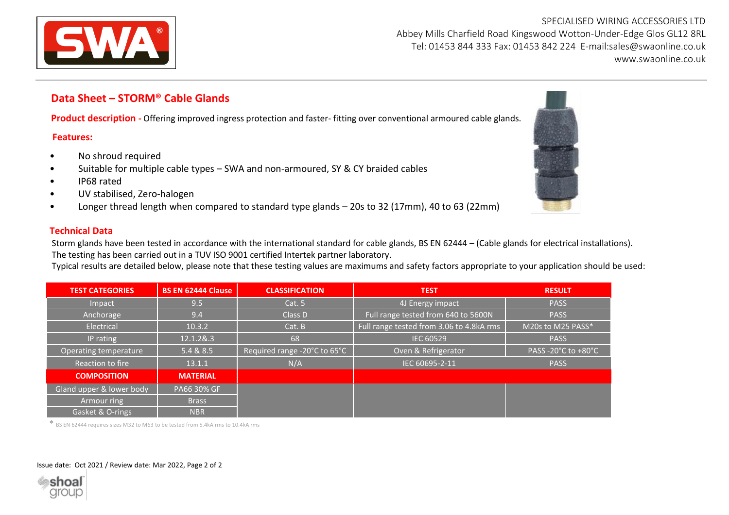SPECIALISED WIRING ACCESSORIES LTD
Abbey Mills Charfield Road Kingswood Wotton-Under-Edge Glos GL12 8RL
Tel: 01453 844 333 Fax: 01453 842 224 E-mail:sales@swaonline.co.uk
www.swaonline.co.uk

## Data Sheet – STORM® Cable Glands

**Product description -** Offering improved ingress protection and faster- fitting over conventional armoured cable glands.

### Features:

- No shroud required
- Suitable for multiple cable types – SWA and non-armoured, SY & CY braided cables
- IP68 rated
- UV stabilised, Zero-halogen
- Longer thread length when compared to standard type glands – 20s to 32 (17mm), 40 to 63 (22mm)

### Technical Data

Storm glands have been tested in accordance with the international standard for cable glands, BS EN 62444 – (Cable glands for electrical installations).
The testing has been carried out in a TUV ISO 9001 certified Intertek partner laboratory.
Typical results are detailed below, please note that these testing values are maximums and safety factors appropriate to your application should be used:

| TEST CATEGORIES | BS EN 62444 Clause | CLASSIFICATION | TEST | RESULT |
|---|---|---|---|---|
| Impact | 9.5 | Cat. 5 | 4J Energy impact | PASS |
| Anchorage | 9.4 | Class D | Full range tested from 640 to 5600N | PASS |
| Electrical | 10.3.2 | Cat. B | Full range tested from 3.06 to 4.8kA rms | M20s to M25 PASS* |
| IP rating | 12.1.2&.3 | 68 | IEC 60529 | PASS |
| Operating temperature | 5.4 & 8.5 | Required range -20°C to 65°C | Oven & Refrigerator | PASS -20°C to +80°C |
| Reaction to fire | 13.1.1 | N/A | IEC 60695-2-11 | PASS |
| **COMPOSITION** | **MATERIAL** | | | |
| Gland upper & lower body | PA66 30% GF | | | |
| Armour ring | Brass | | | |
| Gasket & O-rings | NBR | | | |

\* BS EN 62444 requires sizes M32 to M63 to be tested from 5.4kA rms to 10.4kA rms

Issue date: Oct 2021 / Review date: Mar 2022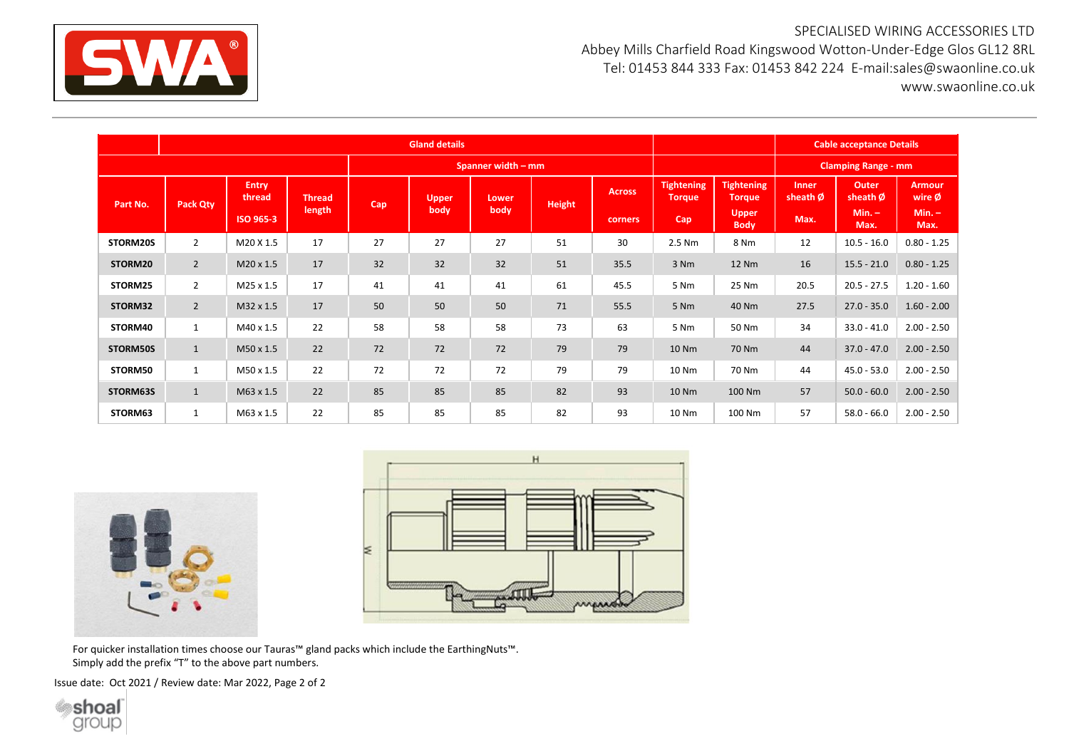SPECIALISED WIRING ACCESSORIES LTD
Abbey Mills Charfield Road Kingswood Wotton-Under-Edge Glos GL12 8RL
Tel: 01453 844 333 Fax: 01453 842 224 E-mail:sales@swaonline.co.uk
www.swaonline.co.uk

| | Gland details | | | | | | | | | | Cable acceptance Details | | |
|---|---|---|---|---|---|---|---|---|---|---|---|---|---|
| | | | | Spanner width – mm | | | | | | | Clamping Range - mm | | |
| Part No. | Pack Qty | Entry thread ISO 965-3 | Thread length | Cap | Upper body | Lower body | Height | Across corners | Tightening Torque Cap | Tightening Torque Upper Body | Inner sheath Ø Max. | Outer sheath Ø Min. – Max. | Armour wire Ø Min. – Max. |
| **STORM20S** | 2 | M20 X 1.5 | 17 | 27 | 27 | 27 | 51 | 30 | 2.5 Nm | 8 Nm | 12 | 10.5 - 16.0 | 0.80 - 1.25 |
| **STORM20** | 2 | M20 x 1.5 | 17 | 32 | 32 | 32 | 51 | 35.5 | 3 Nm | 12 Nm | 16 | 15.5 - 21.0 | 0.80 - 1.25 |
| **STORM25** | 2 | M25 x 1.5 | 17 | 41 | 41 | 41 | 61 | 45.5 | 5 Nm | 25 Nm | 20.5 | 20.5 - 27.5 | 1.20 - 1.60 |
| **STORM32** | 2 | M32 x 1.5 | 17 | 50 | 50 | 50 | 71 | 55.5 | 5 Nm | 40 Nm | 27.5 | 27.0 - 35.0 | 1.60 - 2.00 |
| **STORM40** | 1 | M40 x 1.5 | 22 | 58 | 58 | 58 | 73 | 63 | 5 Nm | 50 Nm | 34 | 33.0 - 41.0 | 2.00 - 2.50 |
| **STORM50S** | 1 | M50 x 1.5 | 22 | 72 | 72 | 72 | 79 | 79 | 10 Nm | 70 Nm | 44 | 37.0 - 47.0 | 2.00 - 2.50 |
| **STORM50** | 1 | M50 x 1.5 | 22 | 72 | 72 | 72 | 79 | 79 | 10 Nm | 70 Nm | 44 | 45.0 - 53.0 | 2.00 - 2.50 |
| **STORM63S** | 1 | M63 x 1.5 | 22 | 85 | 85 | 85 | 82 | 93 | 10 Nm | 100 Nm | 57 | 50.0 - 60.0 | 2.00 - 2.50 |
| **STORM63** | 1 | M63 x 1.5 | 22 | 85 | 85 | 85 | 82 | 93 | 10 Nm | 100 Nm | 57 | 58.0 - 66.0 | 2.00 - 2.50 |

H

W

For quicker installation times choose our Tauras™ gland packs which include the EarthingNuts™.
Simply add the prefix "T" to the above part numbers.

Issue date: Oct 2021 / Review date: Mar 2022